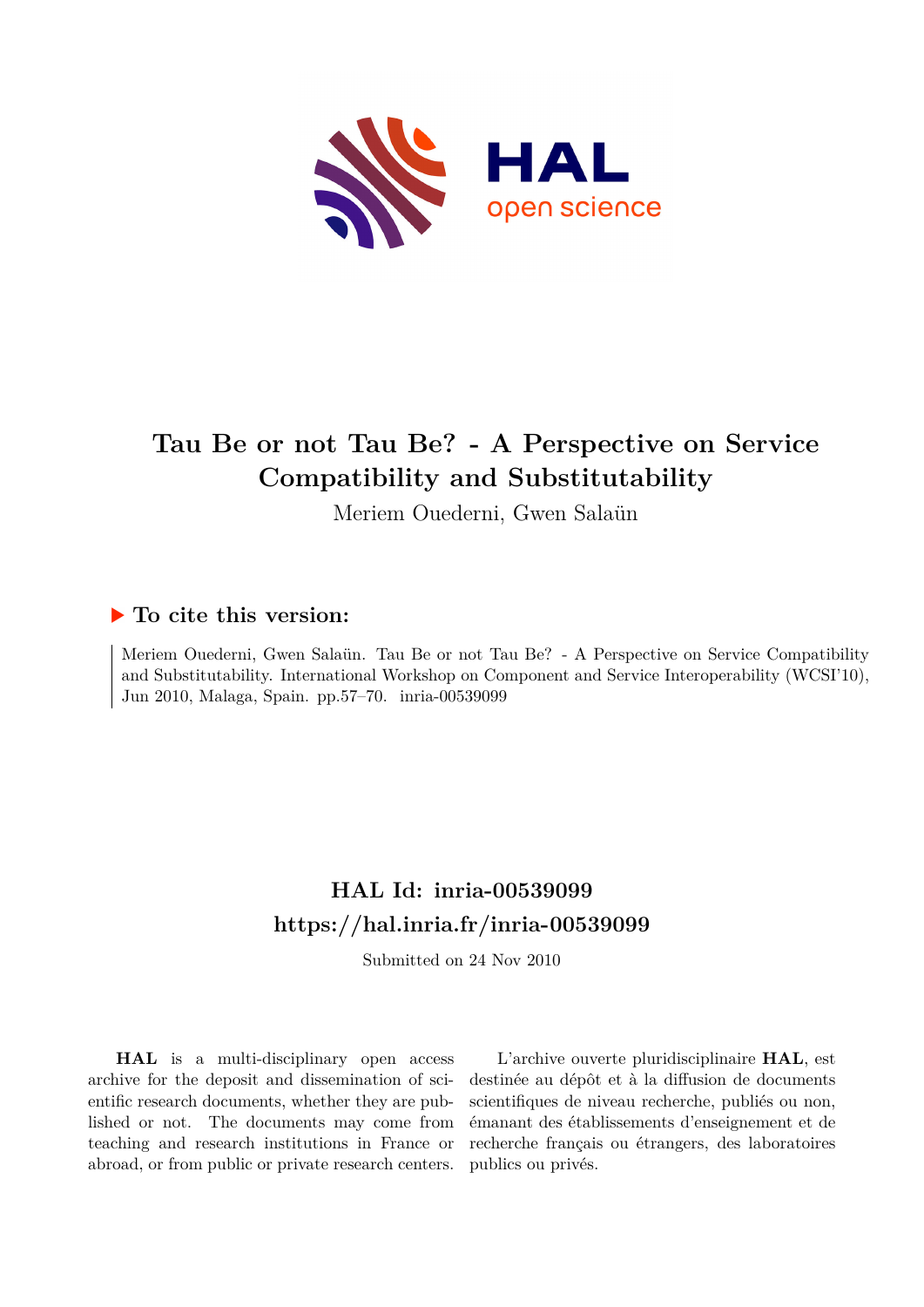# Tau Be or not Tau Be? - A Perspective on Service Compatibility and Substitutability

Meriem Ouederni, Gwen Salaün

## ▶ To cite this version:

Meriem Ouederni, Gwen Salaün. Tau Be or not Tau Be? - A Perspective on Service Compatibility and Substitutability. International Workshop on Component and Service Interoperability (WCSI'10), Jun 2010, Malaga, Spain. pp.57–70. inria-00539099

## HAL Id: inria-00539099

## https://hal.inria.fr/inria-00539099

Submitted on 24 Nov 2010

**HAL** is a multi-disciplinary open access archive for the deposit and dissemination of scientific research documents, whether they are published or not. The documents may come from teaching and research institutions in France or abroad, or from public or private research centers.

L'archive ouverte pluridisciplinaire **HAL**, est destinée au dépôt et à la diffusion de documents scientifiques de niveau recherche, publiés ou non, émanant des établissements d'enseignement et de recherche français ou étrangers, des laboratoires publics ou privés.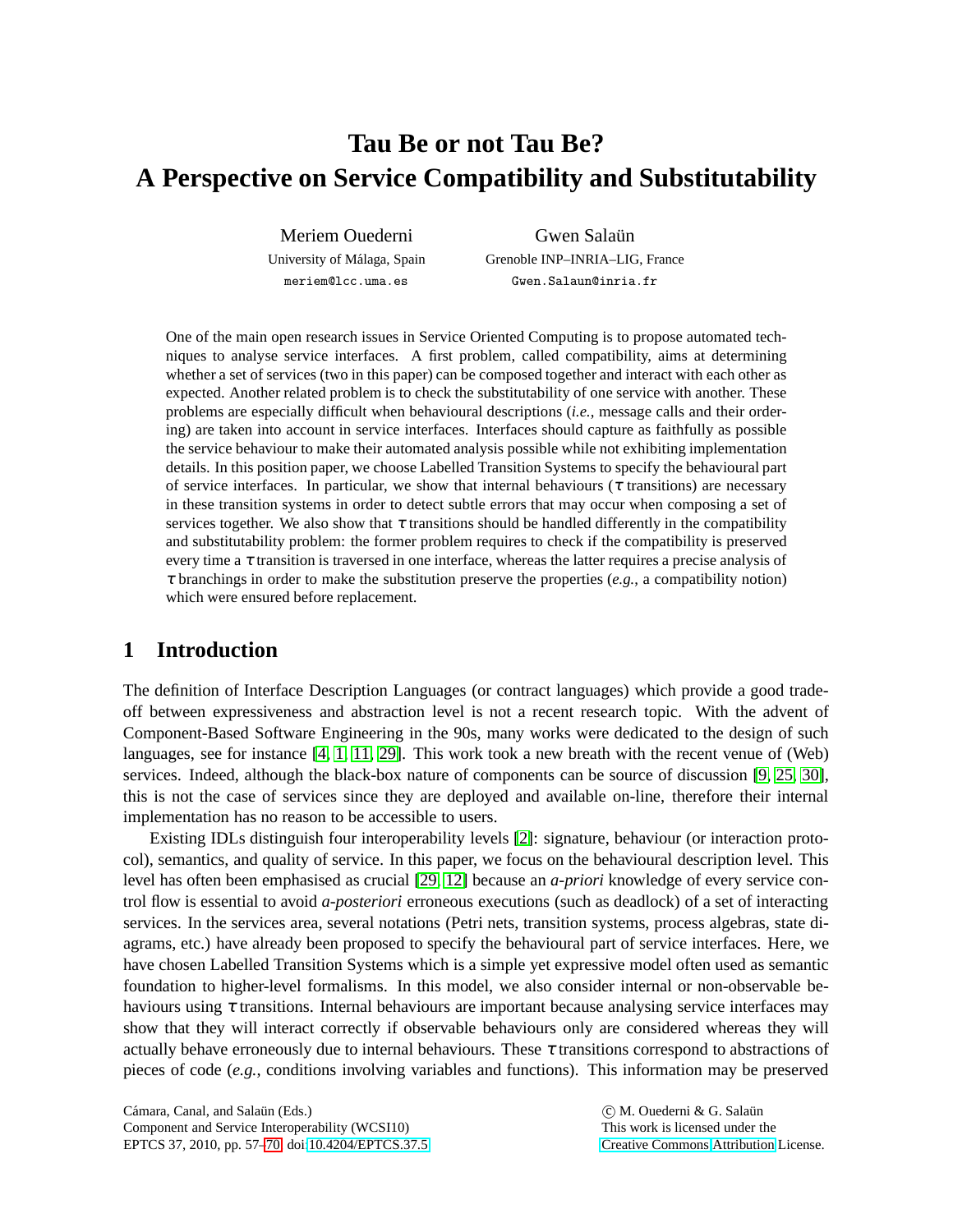# Tau Be or not Tau Be? A Perspective on Service Compatibility and Substitutability

Meriem Ouederni
University of Málaga, Spain
meriem@lcc.uma.es

Gwen Salaün
Grenoble INP–INRIA–LIG, France
Gwen.Salaun@inria.fr

One of the main open research issues in Service Oriented Computing is to propose automated techniques to analyse service interfaces. A first problem, called compatibility, aims at determining whether a set of services (two in this paper) can be composed together and interact with each other as expected. Another related problem is to check the substitutability of one service with another. These problems are especially difficult when behavioural descriptions (*i.e.*, message calls and their ordering) are taken into account in service interfaces. Interfaces should capture as faithfully as possible the service behaviour to make their automated analysis possible while not exhibiting implementation details. In this position paper, we choose Labelled Transition Systems to specify the behavioural part of service interfaces. In particular, we show that internal behaviours ($\tau$ transitions) are necessary in these transition systems in order to detect subtle errors that may occur when composing a set of services together. We also show that $\tau$ transitions should be handled differently in the compatibility and substitutability problem: the former problem requires to check if the compatibility is preserved every time a $\tau$ transition is traversed in one interface, whereas the latter requires a precise analysis of $\tau$ branchings in order to make the substitution preserve the properties (*e.g.*, a compatibility notion) which were ensured before replacement.

## 1 Introduction

The definition of Interface Description Languages (or contract languages) which provide a good trade-off between expressiveness and abstraction level is not a recent research topic. With the advent of Component-Based Software Engineering in the 90s, many works were dedicated to the design of such languages, see for instance [4, 1, 11, 29]. This work took a new breath with the recent venue of (Web) services. Indeed, although the black-box nature of components can be source of discussion [9, 25, 30], this is not the case of services since they are deployed and available on-line, therefore their internal implementation has no reason to be accessible to users.

Existing IDLs distinguish four interoperability levels [2]: signature, behaviour (or interaction protocol), semantics, and quality of service. In this paper, we focus on the behavioural description level. This level has often been emphasised as crucial [29, 12] because an *a-priori* knowledge of every service control flow is essential to avoid *a-posteriori* erroneous executions (such as deadlock) of a set of interacting services. In the services area, several notations (Petri nets, transition systems, process algebras, state diagrams, etc.) have already been proposed to specify the behavioural part of service interfaces. Here, we have chosen Labelled Transition Systems which is a simple yet expressive model often used as semantic foundation to higher-level formalisms. In this model, we also consider internal or non-observable behaviours using $\tau$ transitions. Internal behaviours are important because analysing service interfaces may show that they will interact correctly if observable behaviours only are considered whereas they will actually behave erroneously due to internal behaviours. These $\tau$ transitions correspond to abstractions of pieces of code (*e.g.*, conditions involving variables and functions). This information may be preserved

Cámara, Canal, and Salaün (Eds.)
Component and Service Interoperability (WCSI10)
EPTCS 37, 2010, pp. 57–70, doi:10.4204/EPTCS.37.5

© M. Ouederni & G. Salaün
This work is licensed under the Creative Commons Attribution License.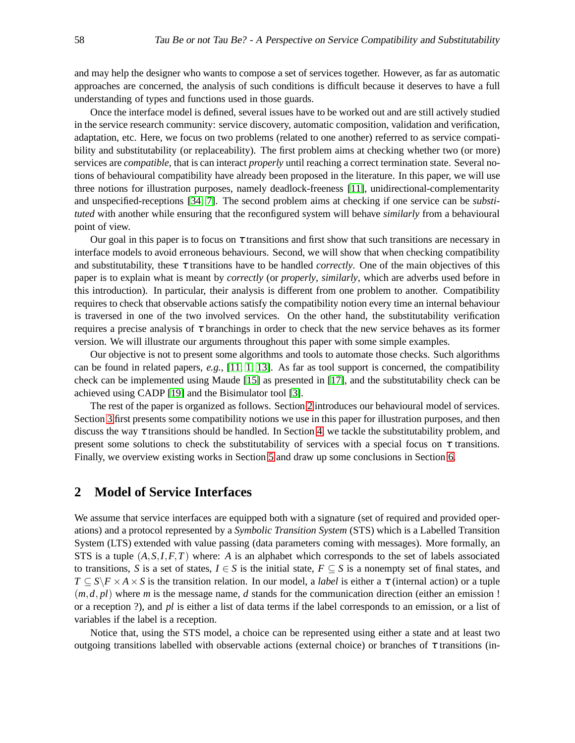and may help the designer who wants to compose a set of services together. However, as far as automatic approaches are concerned, the analysis of such conditions is difficult because it deserves to have a full understanding of types and functions used in those guards.

Once the interface model is defined, several issues have to be worked out and are still actively studied in the service research community: service discovery, automatic composition, validation and verification, adaptation, etc. Here, we focus on two problems (related to one another) referred to as service compatibility and substitutability (or replaceability). The first problem aims at checking whether two (or more) services are *compatible*, that is can interact *properly* until reaching a correct termination state. Several notions of behavioural compatibility have already been proposed in the literature. In this paper, we will use three notions for illustration purposes, namely deadlock-freeness [11], unidirectional-complementarity and unspecified-receptions [34, 7]. The second problem aims at checking if one service can be *substituted* with another while ensuring that the reconfigured system will behave *similarly* from a behavioural point of view.

Our goal in this paper is to focus on $\tau$ transitions and first show that such transitions are necessary in interface models to avoid erroneous behaviours. Second, we will show that when checking compatibility and substitutability, these $\tau$ transitions have to be handled *correctly*. One of the main objectives of this paper is to explain what is meant by *correctly* (or *properly*, *similarly*, which are adverbs used before in this introduction). In particular, their analysis is different from one problem to another. Compatibility requires to check that observable actions satisfy the compatibility notion every time an internal behaviour is traversed in one of the two involved services. On the other hand, the substitutability verification requires a precise analysis of $\tau$ branchings in order to check that the new service behaves as its former version. We will illustrate our arguments throughout this paper with some simple examples.

Our objective is not to present some algorithms and tools to automate those checks. Such algorithms can be found in related papers, *e.g.*, [11, 1, 13]. As far as tool support is concerned, the compatibility check can be implemented using Maude [15] as presented in [17], and the substitutability check can be achieved using CADP [19] and the Bisimulator tool [3].

The rest of the paper is organized as follows. Section 2 introduces our behavioural model of services. Section 3 first presents some compatibility notions we use in this paper for illustration purposes, and then discuss the way $\tau$ transitions should be handled. In Section 4, we tackle the substitutability problem, and present some solutions to check the substitutability of services with a special focus on $\tau$ transitions. Finally, we overview existing works in Section 5 and draw up some conclusions in Section 6.

## 2 Model of Service Interfaces

We assume that service interfaces are equipped both with a signature (set of required and provided operations) and a protocol represented by a *Symbolic Transition System* (STS) which is a Labelled Transition System (LTS) extended with value passing (data parameters coming with messages). More formally, an STS is a tuple $(A,S,I,F,T)$ where: $A$ is an alphabet which corresponds to the set of labels associated to transitions, $S$ is a set of states, $I \in S$ is the initial state, $F \subseteq S$ is a nonempty set of final states, and $T \subseteq S \backslash F \times A \times S$ is the transition relation. In our model, a *label* is either a $\tau$ (internal action) or a tuple $(m,d,pl)$ where $m$ is the message name, $d$ stands for the communication direction (either an emission ! or a reception ?), and $pl$ is either a list of data terms if the label corresponds to an emission, or a list of variables if the label is a reception.

Notice that, using the STS model, a choice can be represented using either a state and at least two outgoing transitions labelled with observable actions (external choice) or branches of $\tau$ transitions (in-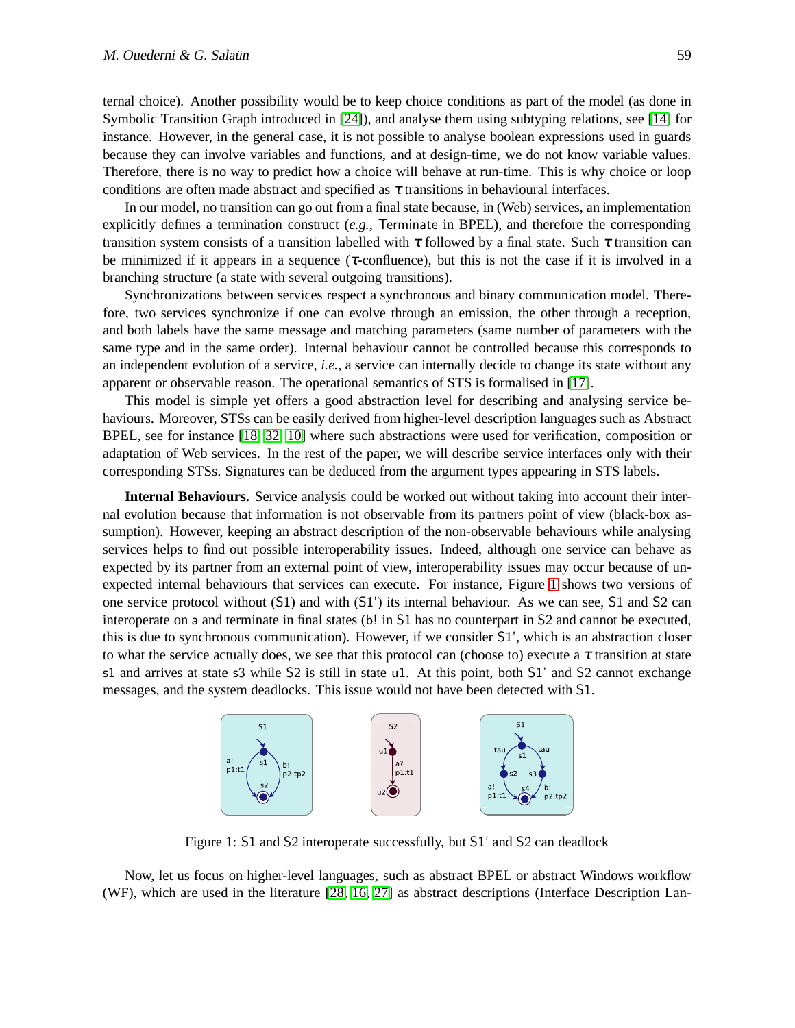ternal choice). Another possibility would be to keep choice conditions as part of the model (as done in Symbolic Transition Graph introduced in [24]), and analyse them using subtyping relations, see [14] for instance. However, in the general case, it is not possible to analyse boolean expressions used in guards because they can involve variables and functions, and at design-time, we do not know variable values. Therefore, there is no way to predict how a choice will behave at run-time. This is why choice or loop conditions are often made abstract and specified as $\tau$ transitions in behavioural interfaces.

In our model, no transition can go out from a final state because, in (Web) services, an implementation explicitly defines a termination construct (*e.g.*, Terminate in BPEL), and therefore the corresponding transition system consists of a transition labelled with $\tau$ followed by a final state. Such $\tau$ transition can be minimized if it appears in a sequence ($\tau$-confluence), but this is not the case if it is involved in a branching structure (a state with several outgoing transitions).

Synchronizations between services respect a synchronous and binary communication model. Therefore, two services synchronize if one can evolve through an emission, the other through a reception, and both labels have the same message and matching parameters (same number of parameters with the same type and in the same order). Internal behaviour cannot be controlled because this corresponds to an independent evolution of a service, *i.e.*, a service can internally decide to change its state without any apparent or observable reason. The operational semantics of STS is formalised in [17].

This model is simple yet offers a good abstraction level for describing and analysing service behaviours. Moreover, STSs can be easily derived from higher-level description languages such as Abstract BPEL, see for instance [18, 32, 10] where such abstractions were used for verification, composition or adaptation of Web services. In the rest of the paper, we will describe service interfaces only with their corresponding STSs. Signatures can be deduced from the argument types appearing in STS labels.

**Internal Behaviours.** Service analysis could be worked out without taking into account their internal evolution because that information is not observable from its partners point of view (black-box assumption). However, keeping an abstract description of the non-observable behaviours while analysing services helps to find out possible interoperability issues. Indeed, although one service can behave as expected by its partner from an external point of view, interoperability issues may occur because of unexpected internal behaviours that services can execute. For instance, Figure 1 shows two versions of one service protocol without (S1) and with (S1') its internal behaviour. As we can see, S1 and S2 can interoperate on a and terminate in final states (b! in S1 has no counterpart in S2 and cannot be executed, this is due to synchronous communication). However, if we consider S1', which is an abstraction closer to what the service actually does, we see that this protocol can (choose to) execute a $\tau$ transition at state s1 and arrives at state s3 while S2 is still in state u1. At this point, both S1' and S2 cannot exchange messages, and the system deadlocks. This issue would not have been detected with S1.

Figure 1: S1 and S2 interoperate successfully, but S1' and S2 can deadlock

Now, let us focus on higher-level languages, such as abstract BPEL or abstract Windows workflow (WF), which are used in the literature [28, 16, 27] as abstract descriptions (Interface Description Lan-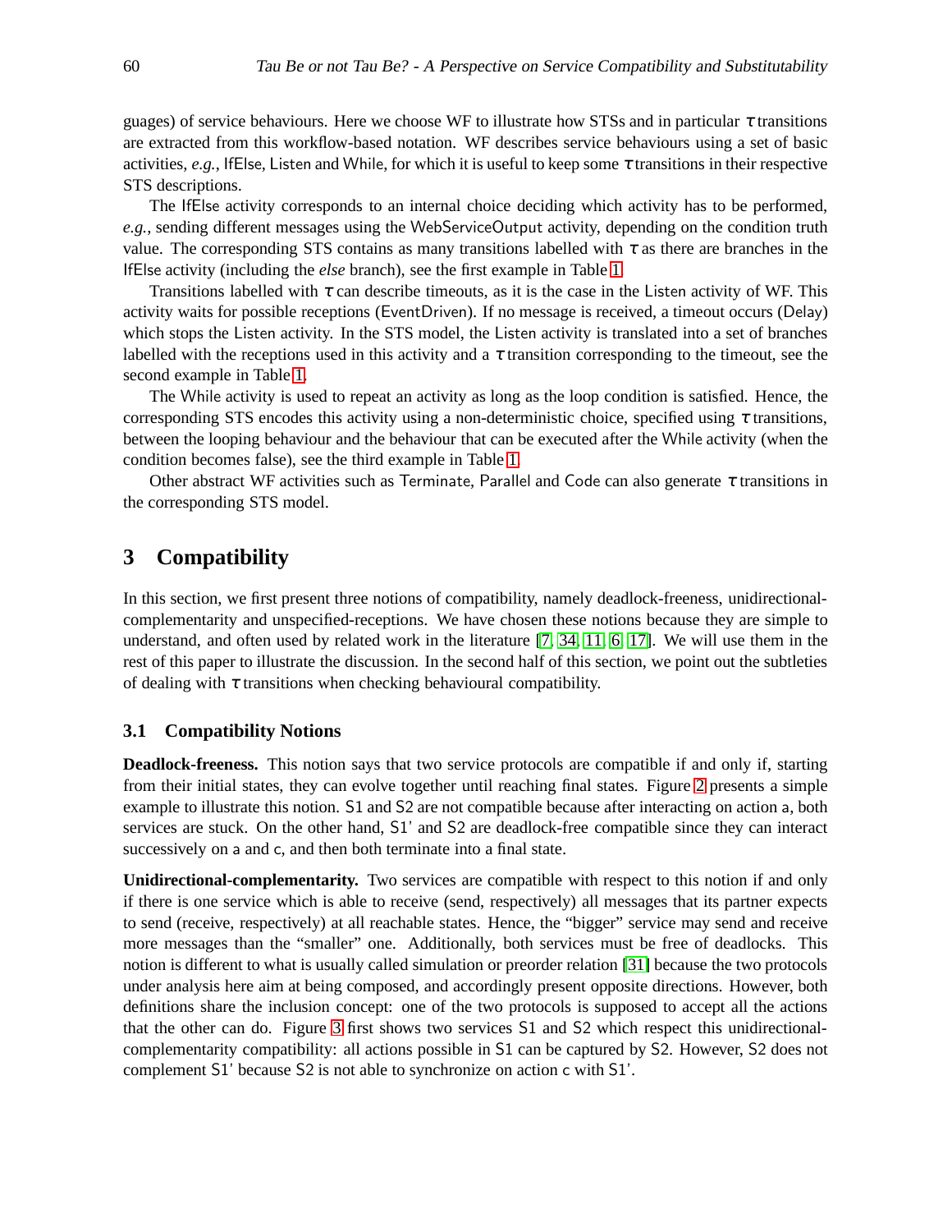guages) of service behaviours. Here we choose WF to illustrate how STSs and in particular $\tau$ transitions are extracted from this workflow-based notation. WF describes service behaviours using a set of basic activities, *e.g.*, IfElse, Listen and While, for which it is useful to keep some $\tau$ transitions in their respective STS descriptions.

The IfElse activity corresponds to an internal choice deciding which activity has to be performed, *e.g.*, sending different messages using the WebServiceOutput activity, depending on the condition truth value. The corresponding STS contains as many transitions labelled with $\tau$ as there are branches in the IfElse activity (including the *else* branch), see the first example in Table 1.

Transitions labelled with $\tau$ can describe timeouts, as it is the case in the Listen activity of WF. This activity waits for possible receptions (EventDriven). If no message is received, a timeout occurs (Delay) which stops the Listen activity. In the STS model, the Listen activity is translated into a set of branches labelled with the receptions used in this activity and a $\tau$ transition corresponding to the timeout, see the second example in Table 1.

The While activity is used to repeat an activity as long as the loop condition is satisfied. Hence, the corresponding STS encodes this activity using a non-deterministic choice, specified using $\tau$ transitions, between the looping behaviour and the behaviour that can be executed after the While activity (when the condition becomes false), see the third example in Table 1.

Other abstract WF activities such as Terminate, Parallel and Code can also generate $\tau$ transitions in the corresponding STS model.

# 3 Compatibility

In this section, we first present three notions of compatibility, namely deadlock-freeness, unidirectional-complementarity and unspecified-receptions. We have chosen these notions because they are simple to understand, and often used by related work in the literature [7, 34, 11, 6, 17]. We will use them in the rest of this paper to illustrate the discussion. In the second half of this section, we point out the subtleties of dealing with $\tau$ transitions when checking behavioural compatibility.

## 3.1 Compatibility Notions

**Deadlock-freeness.** This notion says that two service protocols are compatible if and only if, starting from their initial states, they can evolve together until reaching final states. Figure 2 presents a simple example to illustrate this notion. S1 and S2 are not compatible because after interacting on action a, both services are stuck. On the other hand, S1' and S2 are deadlock-free compatible since they can interact successively on a and c, and then both terminate into a final state.

**Unidirectional-complementarity.** Two services are compatible with respect to this notion if and only if there is one service which is able to receive (send, respectively) all messages that its partner expects to send (receive, respectively) at all reachable states. Hence, the "bigger" service may send and receive more messages than the "smaller" one. Additionally, both services must be free of deadlocks. This notion is different to what is usually called simulation or preorder relation [31] because the two protocols under analysis here aim at being composed, and accordingly present opposite directions. However, both definitions share the inclusion concept: one of the two protocols is supposed to accept all the actions that the other can do. Figure 3 first shows two services S1 and S2 which respect this unidirectional-complementarity compatibility: all actions possible in S1 can be captured by S2. However, S2 does not complement S1' because S2 is not able to synchronize on action c with S1'.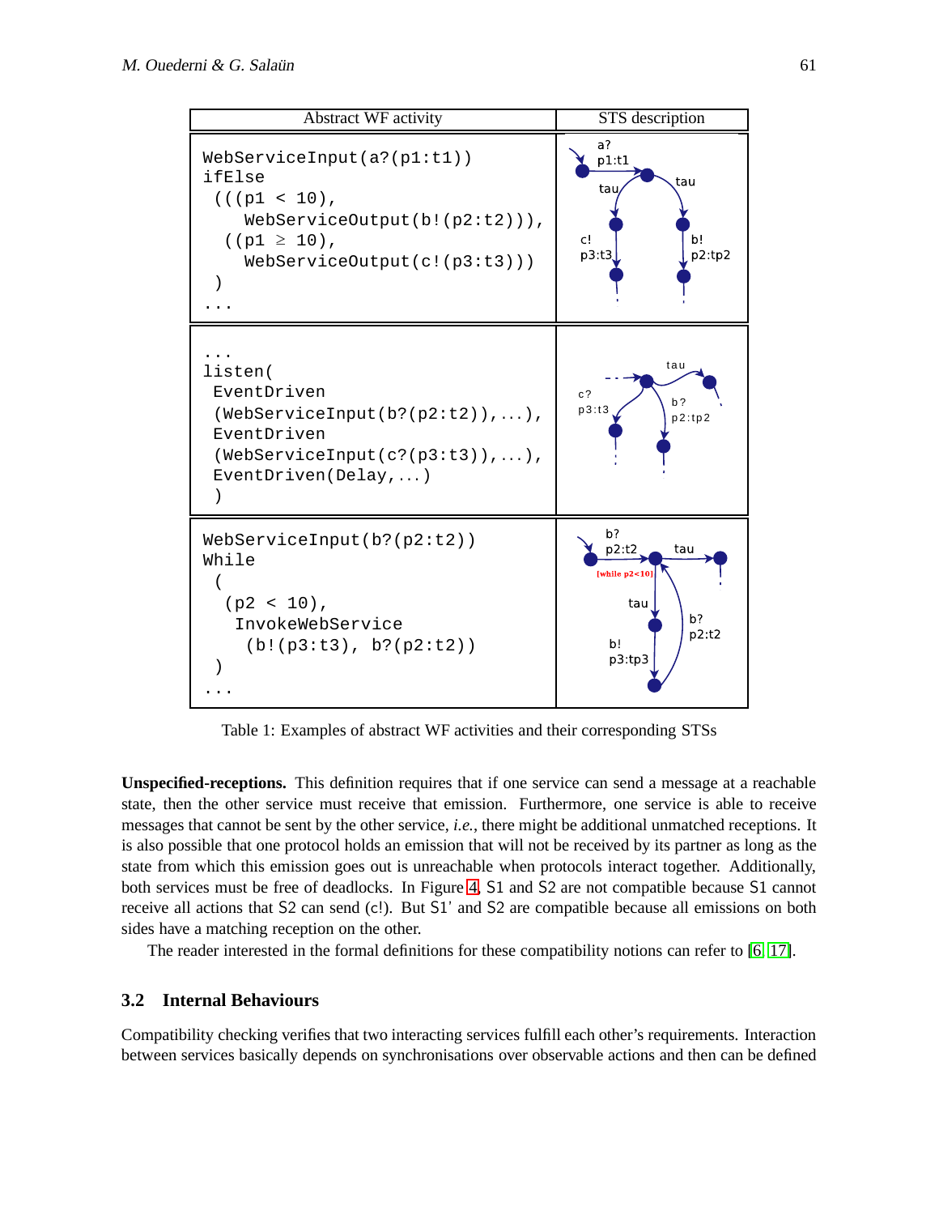| Abstract WF activity | STS description |
|---|---|
| `WebServiceInput(a?(p1:t1))`<br>`ifElse`<br>` (((p1 < 10),`<br>`    WebServiceOutput(b!(p2:t2))),`<br>`  ((p1 ≥ 10),`<br>`    WebServiceOutput(c!(p3:t3)))`<br>` )`<br>`...` | |
| `...`<br>`listen(`<br>` EventDriven`<br>` (WebServiceInput(b?(p2:t2)),...),`<br>` EventDriven`<br>` (WebServiceInput(c?(p3:t3)),...),`<br>` EventDriven(Delay,...)`<br>` )` | |
| `WebServiceInput(b?(p2:t2))`<br>`While`<br>` (`<br>`  (p2 < 10),`<br>`   InvokeWebService`<br>`    (b!(p3:t3), b?(p2:t2))`<br>` )`<br>`...` | |

Table 1: Examples of abstract WF activities and their corresponding STSs

**Unspecified-receptions.** This definition requires that if one service can send a message at a reachable state, then the other service must receive that emission. Furthermore, one service is able to receive messages that cannot be sent by the other service, *i.e.*, there might be additional unmatched receptions. It is also possible that one protocol holds an emission that will not be received by its partner as long as the state from which this emission goes out is unreachable when protocols interact together. Additionally, both services must be free of deadlocks. In Figure 4, S1 and S2 are not compatible because S1 cannot receive all actions that S2 can send (c!). But S1' and S2 are compatible because all emissions on both sides have a matching reception on the other.

The reader interested in the formal definitions for these compatibility notions can refer to [6, 17].

### 3.2 Internal Behaviours

Compatibility checking verifies that two interacting services fulfill each other's requirements. Interaction between services basically depends on synchronisations over observable actions and then can be defined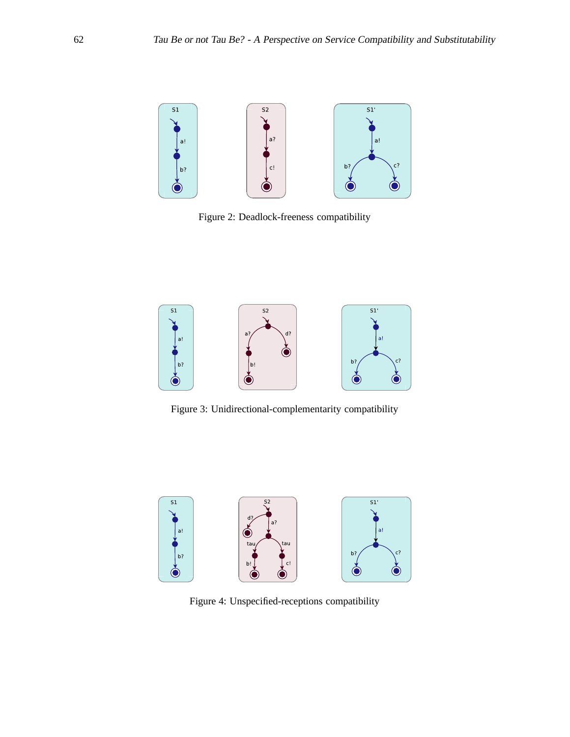Figure 2: Deadlock-freeness compatibility

Figure 3: Unidirectional-complementarity compatibility

Figure 4: Unspecified-receptions compatibility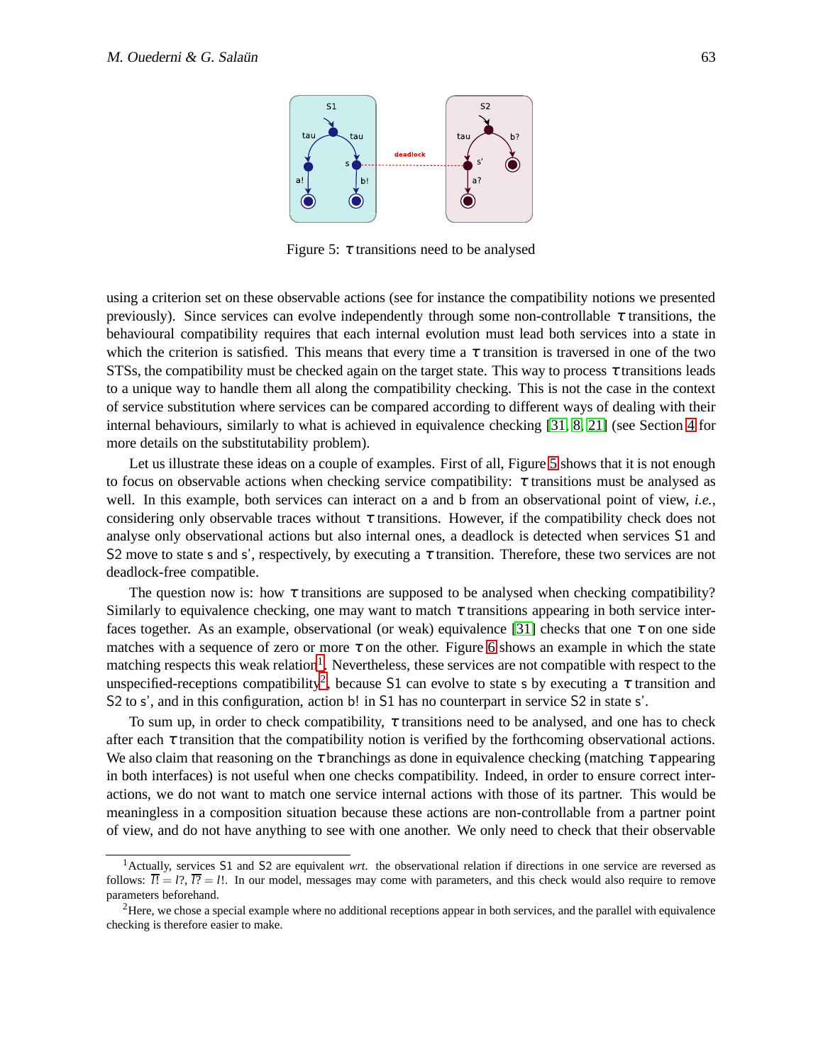Figure 5: $\tau$ transitions need to be analysed

using a criterion set on these observable actions (see for instance the compatibility notions we presented previously). Since services can evolve independently through some non-controllable $\tau$ transitions, the behavioural compatibility requires that each internal evolution must lead both services into a state in which the criterion is satisfied. This means that every time a $\tau$ transition is traversed in one of the two STSs, the compatibility must be checked again on the target state. This way to process $\tau$ transitions leads to a unique way to handle them all along the compatibility checking. This is not the case in the context of service substitution where services can be compared according to different ways of dealing with their internal behaviours, similarly to what is achieved in equivalence checking [31, 8, 21] (see Section 4 for more details on the substitutability problem).

Let us illustrate these ideas on a couple of examples. First of all, Figure 5 shows that it is not enough to focus on observable actions when checking service compatibility: $\tau$ transitions must be analysed as well. In this example, both services can interact on a and b from an observational point of view, *i.e.*, considering only observable traces without $\tau$ transitions. However, if the compatibility check does not analyse only observational actions but also internal ones, a deadlock is detected when services S1 and S2 move to state s and s', respectively, by executing a $\tau$ transition. Therefore, these two services are not deadlock-free compatible.

The question now is: how $\tau$ transitions are supposed to be analysed when checking compatibility? Similarly to equivalence checking, one may want to match $\tau$ transitions appearing in both service interfaces together. As an example, observational (or weak) equivalence [31] checks that one $\tau$ on one side matches with a sequence of zero or more $\tau$ on the other. Figure 6 shows an example in which the state matching respects this weak relation[1]. Nevertheless, these services are not compatible with respect to the unspecified-receptions compatibility[2], because S1 can evolve to state s by executing a $\tau$ transition and S2 to s', and in this configuration, action b! in S1 has no counterpart in service S2 in state s'.

To sum up, in order to check compatibility, $\tau$ transitions need to be analysed, and one has to check after each $\tau$ transition that the compatibility notion is verified by the forthcoming observational actions. We also claim that reasoning on the $\tau$ branchings as done in equivalence checking (matching $\tau$ appearing in both interfaces) is not useful when one checks compatibility. Indeed, in order to ensure correct interactions, we do not want to match one service internal actions with those of its partner. This would be meaningless in a composition situation because these actions are non-controllable from a partner point of view, and do not have anything to see with one another. We only need to check that their observable

[1] Actually, services S1 and S2 are equivalent *wrt.* the observational relation if directions in one service are reversed as follows: $\overline{l!} = l?$, $\overline{l?} = l!$. In our model, messages may come with parameters, and this check would also require to remove parameters beforehand.

[2] Here, we chose a special example where no additional receptions appear in both services, and the parallel with equivalence checking is therefore easier to make.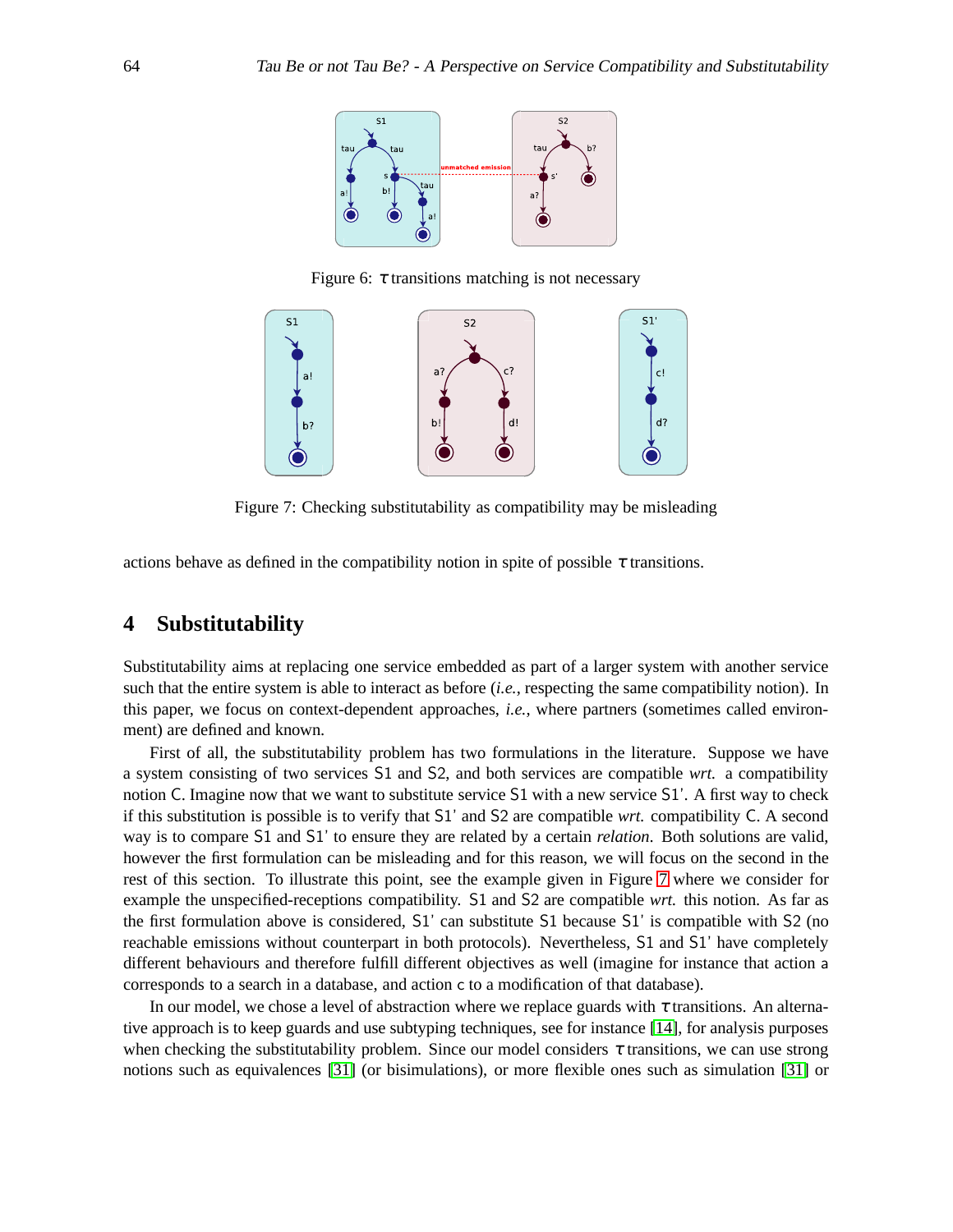Figure 6: $\tau$ transitions matching is not necessary

Figure 7: Checking substitutability as compatibility may be misleading

actions behave as defined in the compatibility notion in spite of possible $\tau$ transitions.

## 4 Substitutability

Substitutability aims at replacing one service embedded as part of a larger system with another service such that the entire system is able to interact as before (*i.e.*, respecting the same compatibility notion). In this paper, we focus on context-dependent approaches, *i.e.*, where partners (sometimes called environment) are defined and known.

First of all, the substitutability problem has two formulations in the literature. Suppose we have a system consisting of two services S1 and S2, and both services are compatible *wrt.* a compatibility notion C. Imagine now that we want to substitute service S1 with a new service S1'. A first way to check if this substitution is possible is to verify that S1' and S2 are compatible *wrt.* compatibility C. A second way is to compare S1 and S1' to ensure they are related by a certain *relation*. Both solutions are valid, however the first formulation can be misleading and for this reason, we will focus on the second in the rest of this section. To illustrate this point, see the example given in Figure 7 where we consider for example the unspecified-receptions compatibility. S1 and S2 are compatible *wrt.* this notion. As far as the first formulation above is considered, S1' can substitute S1 because S1' is compatible with S2 (no reachable emissions without counterpart in both protocols). Nevertheless, S1 and S1' have completely different behaviours and therefore fulfill different objectives as well (imagine for instance that action a corresponds to a search in a database, and action c to a modification of that database).

In our model, we chose a level of abstraction where we replace guards with $\tau$ transitions. An alternative approach is to keep guards and use subtyping techniques, see for instance [14], for analysis purposes when checking the substitutability problem. Since our model considers $\tau$ transitions, we can use strong notions such as equivalences [31] (or bisimulations), or more flexible ones such as simulation [31] or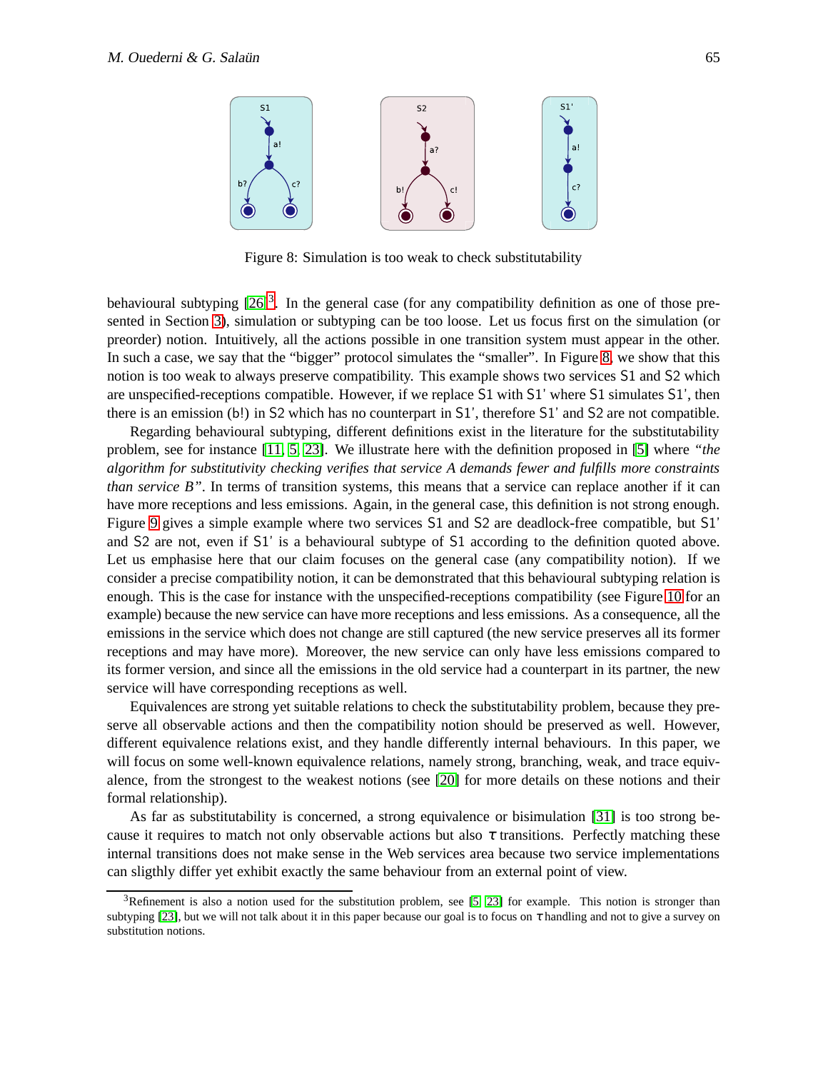Figure 8: Simulation is too weak to check substitutability

behavioural subtyping [26][3]. In the general case (for any compatibility definition as one of those presented in Section 3), simulation or subtyping can be too loose. Let us focus first on the simulation (or preorder) notion. Intuitively, all the actions possible in one transition system must appear in the other. In such a case, we say that the "bigger" protocol simulates the "smaller". In Figure 8, we show that this notion is too weak to always preserve compatibility. This example shows two services S1 and S2 which are unspecified-receptions compatible. However, if we replace S1 with S1' where S1 simulates S1', then there is an emission (b!) in S2 which has no counterpart in S1', therefore S1' and S2 are not compatible.

Regarding behavioural subtyping, different definitions exist in the literature for the substitutability problem, see for instance [11, 5, 23]. We illustrate here with the definition proposed in [5] where *"the algorithm for substitutivity checking verifies that service A demands fewer and fulfills more constraints than service B"*. In terms of transition systems, this means that a service can replace another if it can have more receptions and less emissions. Again, in the general case, this definition is not strong enough. Figure 9 gives a simple example where two services S1 and S2 are deadlock-free compatible, but S1' and S2 are not, even if S1' is a behavioural subtype of S1 according to the definition quoted above. Let us emphasise here that our claim focuses on the general case (any compatibility notion). If we consider a precise compatibility notion, it can be demonstrated that this behavioural subtyping relation is enough. This is the case for instance with the unspecified-receptions compatibility (see Figure 10 for an example) because the new service can have more receptions and less emissions. As a consequence, all the emissions in the service which does not change are still captured (the new service preserves all its former receptions and may have more). Moreover, the new service can only have less emissions compared to its former version, and since all the emissions in the old service had a counterpart in its partner, the new service will have corresponding receptions as well.

Equivalences are strong yet suitable relations to check the substitutability problem, because they preserve all observable actions and then the compatibility notion should be preserved as well. However, different equivalence relations exist, and they handle differently internal behaviours. In this paper, we will focus on some well-known equivalence relations, namely strong, branching, weak, and trace equivalence, from the strongest to the weakest notions (see [20] for more details on these notions and their formal relationship).

As far as substitutability is concerned, a strong equivalence or bisimulation [31] is too strong because it requires to match not only observable actions but also $\tau$ transitions. Perfectly matching these internal transitions does not make sense in the Web services area because two service implementations can sligthly differ yet exhibit exactly the same behaviour from an external point of view.

[3] Refinement is also a notion used for the substitution problem, see [5, 23] for example. This notion is stronger than subtyping [23], but we will not talk about it in this paper because our goal is to focus on $\tau$ handling and not to give a survey on substitution notions.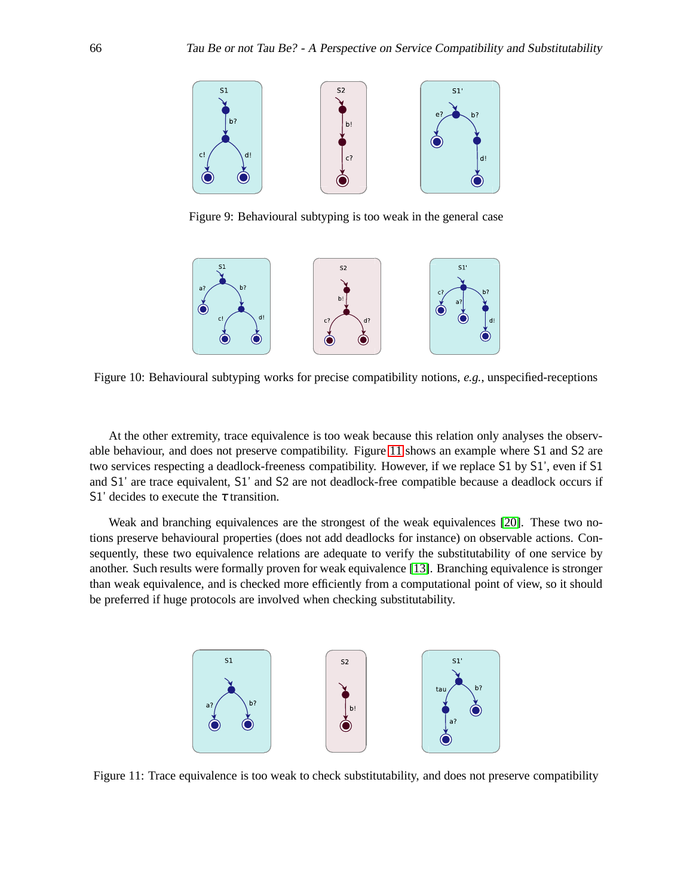Figure 9: Behavioural subtyping is too weak in the general case

Figure 10: Behavioural subtyping works for precise compatibility notions, *e.g.*, unspecified-receptions

At the other extremity, trace equivalence is too weak because this relation only analyses the observable behaviour, and does not preserve compatibility. Figure 11 shows an example where S1 and S2 are two services respecting a deadlock-freeness compatibility. However, if we replace S1 by S1', even if S1 and S1' are trace equivalent, S1' and S2 are not deadlock-free compatible because a deadlock occurs if S1' decides to execute the $\tau$ transition.

Weak and branching equivalences are the strongest of the weak equivalences [20]. These two notions preserve behavioural properties (does not add deadlocks for instance) on observable actions. Consequently, these two equivalence relations are adequate to verify the substitutability of one service by another. Such results were formally proven for weak equivalence [13]. Branching equivalence is stronger than weak equivalence, and is checked more efficiently from a computational point of view, so it should be preferred if huge protocols are involved when checking substitutability.

Figure 11: Trace equivalence is too weak to check substitutability, and does not preserve compatibility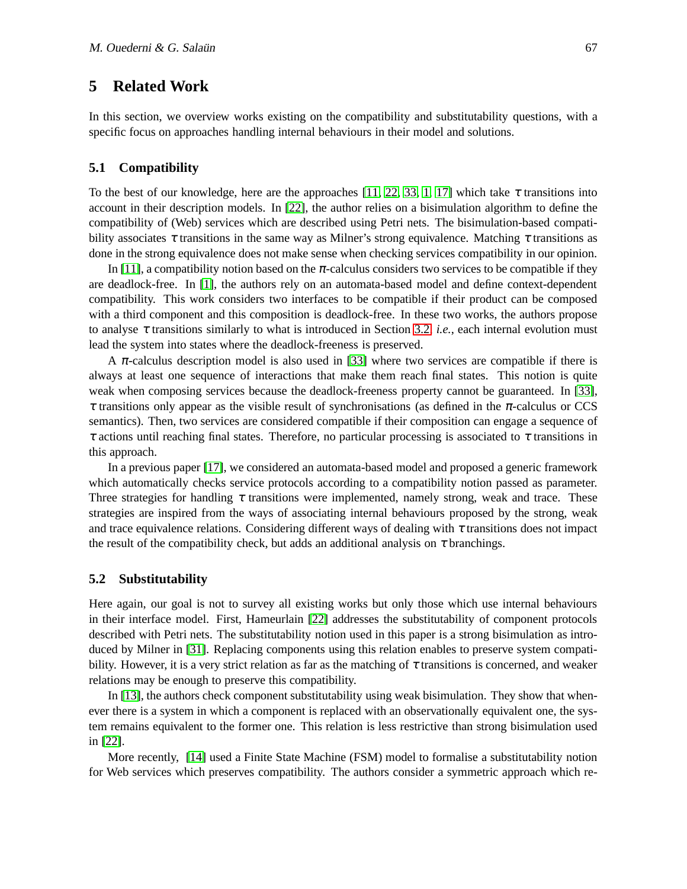## 5 Related Work

In this section, we overview works existing on the compatibility and substitutability questions, with a specific focus on approaches handling internal behaviours in their model and solutions.

### 5.1 Compatibility

To the best of our knowledge, here are the approaches [11, 22, 33, 1, 17] which take $\tau$ transitions into account in their description models. In [22], the author relies on a bisimulation algorithm to define the compatibility of (Web) services which are described using Petri nets. The bisimulation-based compatibility associates $\tau$ transitions in the same way as Milner's strong equivalence. Matching $\tau$ transitions as done in the strong equivalence does not make sense when checking services compatibility in our opinion.

In [11], a compatibility notion based on the $\pi$-calculus considers two services to be compatible if they are deadlock-free. In [1], the authors rely on an automata-based model and define context-dependent compatibility. This work considers two interfaces to be compatible if their product can be composed with a third component and this composition is deadlock-free. In these two works, the authors propose to analyse $\tau$ transitions similarly to what is introduced in Section 3.2 *i.e.*, each internal evolution must lead the system into states where the deadlock-freeness is preserved.

A $\pi$-calculus description model is also used in [33] where two services are compatible if there is always at least one sequence of interactions that make them reach final states. This notion is quite weak when composing services because the deadlock-freeness property cannot be guaranteed. In [33], $\tau$ transitions only appear as the visible result of synchronisations (as defined in the $\pi$-calculus or CCS semantics). Then, two services are considered compatible if their composition can engage a sequence of $\tau$ actions until reaching final states. Therefore, no particular processing is associated to $\tau$ transitions in this approach.

In a previous paper [17], we considered an automata-based model and proposed a generic framework which automatically checks service protocols according to a compatibility notion passed as parameter. Three strategies for handling $\tau$ transitions were implemented, namely strong, weak and trace. These strategies are inspired from the ways of associating internal behaviours proposed by the strong, weak and trace equivalence relations. Considering different ways of dealing with $\tau$ transitions does not impact the result of the compatibility check, but adds an additional analysis on $\tau$ branchings.

### 5.2 Substitutability

Here again, our goal is not to survey all existing works but only those which use internal behaviours in their interface model. First, Hameurlain [22] addresses the substitutability of component protocols described with Petri nets. The substitutability notion used in this paper is a strong bisimulation as introduced by Milner in [31]. Replacing components using this relation enables to preserve system compatibility. However, it is a very strict relation as far as the matching of $\tau$ transitions is concerned, and weaker relations may be enough to preserve this compatibility.

In [13], the authors check component substitutability using weak bisimulation. They show that whenever there is a system in which a component is replaced with an observationally equivalent one, the system remains equivalent to the former one. This relation is less restrictive than strong bisimulation used in [22].

More recently, [14] used a Finite State Machine (FSM) model to formalise a substitutability notion for Web services which preserves compatibility. The authors consider a symmetric approach which re-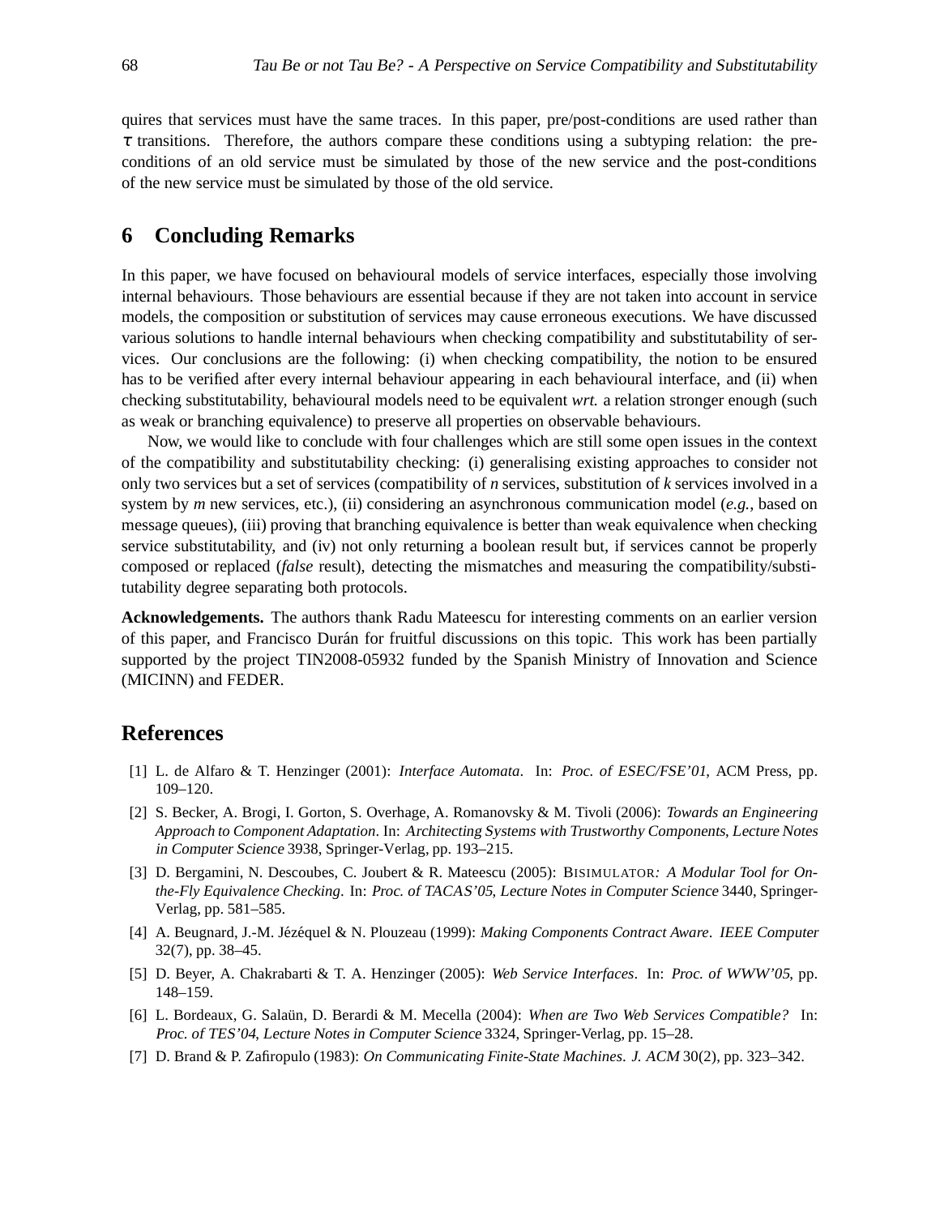quires that services must have the same traces. In this paper, pre/post-conditions are used rather than $\tau$ transitions. Therefore, the authors compare these conditions using a subtyping relation: the pre-conditions of an old service must be simulated by those of the new service and the post-conditions of the new service must be simulated by those of the old service.

## 6 Concluding Remarks

In this paper, we have focused on behavioural models of service interfaces, especially those involving internal behaviours. Those behaviours are essential because if they are not taken into account in service models, the composition or substitution of services may cause erroneous executions. We have discussed various solutions to handle internal behaviours when checking compatibility and substitutability of services. Our conclusions are the following: (i) when checking compatibility, the notion to be ensured has to be verified after every internal behaviour appearing in each behavioural interface, and (ii) when checking substitutability, behavioural models need to be equivalent *wrt.* a relation stronger enough (such as weak or branching equivalence) to preserve all properties on observable behaviours.

Now, we would like to conclude with four challenges which are still some open issues in the context of the compatibility and substitutability checking: (i) generalising existing approaches to consider not only two services but a set of services (compatibility of *n* services, substitution of *k* services involved in a system by *m* new services, etc.), (ii) considering an asynchronous communication model (*e.g.*, based on message queues), (iii) proving that branching equivalence is better than weak equivalence when checking service substitutability, and (iv) not only returning a boolean result but, if services cannot be properly composed or replaced (*false* result), detecting the mismatches and measuring the compatibility/substitutability degree separating both protocols.

**Acknowledgements.** The authors thank Radu Mateescu for interesting comments on an earlier version of this paper, and Francisco Durán for fruitful discussions on this topic. This work has been partially supported by the project TIN2008-05932 funded by the Spanish Ministry of Innovation and Science (MICINN) and FEDER.

## References

[1] L. de Alfaro & T. Henzinger (2001): *Interface Automata*. In: *Proc. of ESEC/FSE'01*, ACM Press, pp. 109–120.

[2] S. Becker, A. Brogi, I. Gorton, S. Overhage, A. Romanovsky & M. Tivoli (2006): *Towards an Engineering Approach to Component Adaptation*. In: *Architecting Systems with Trustworthy Components*, *Lecture Notes in Computer Science* 3938, Springer-Verlag, pp. 193–215.

[3] D. Bergamini, N. Descoubes, C. Joubert & R. Mateescu (2005): BISIMULATOR*: A Modular Tool for On-the-Fly Equivalence Checking*. In: *Proc. of TACAS'05*, *Lecture Notes in Computer Science* 3440, Springer-Verlag, pp. 581–585.

[4] A. Beugnard, J.-M. Jézéquel & N. Plouzeau (1999): *Making Components Contract Aware*. *IEEE Computer* 32(7), pp. 38–45.

[5] D. Beyer, A. Chakrabarti & T. A. Henzinger (2005): *Web Service Interfaces*. In: *Proc. of WWW'05*, pp. 148–159.

[6] L. Bordeaux, G. Salaün, D. Berardi & M. Mecella (2004): *When are Two Web Services Compatible?* In: *Proc. of TES'04*, *Lecture Notes in Computer Science* 3324, Springer-Verlag, pp. 15–28.

[7] D. Brand & P. Zafiropulo (1983): *On Communicating Finite-State Machines*. *J. ACM* 30(2), pp. 323–342.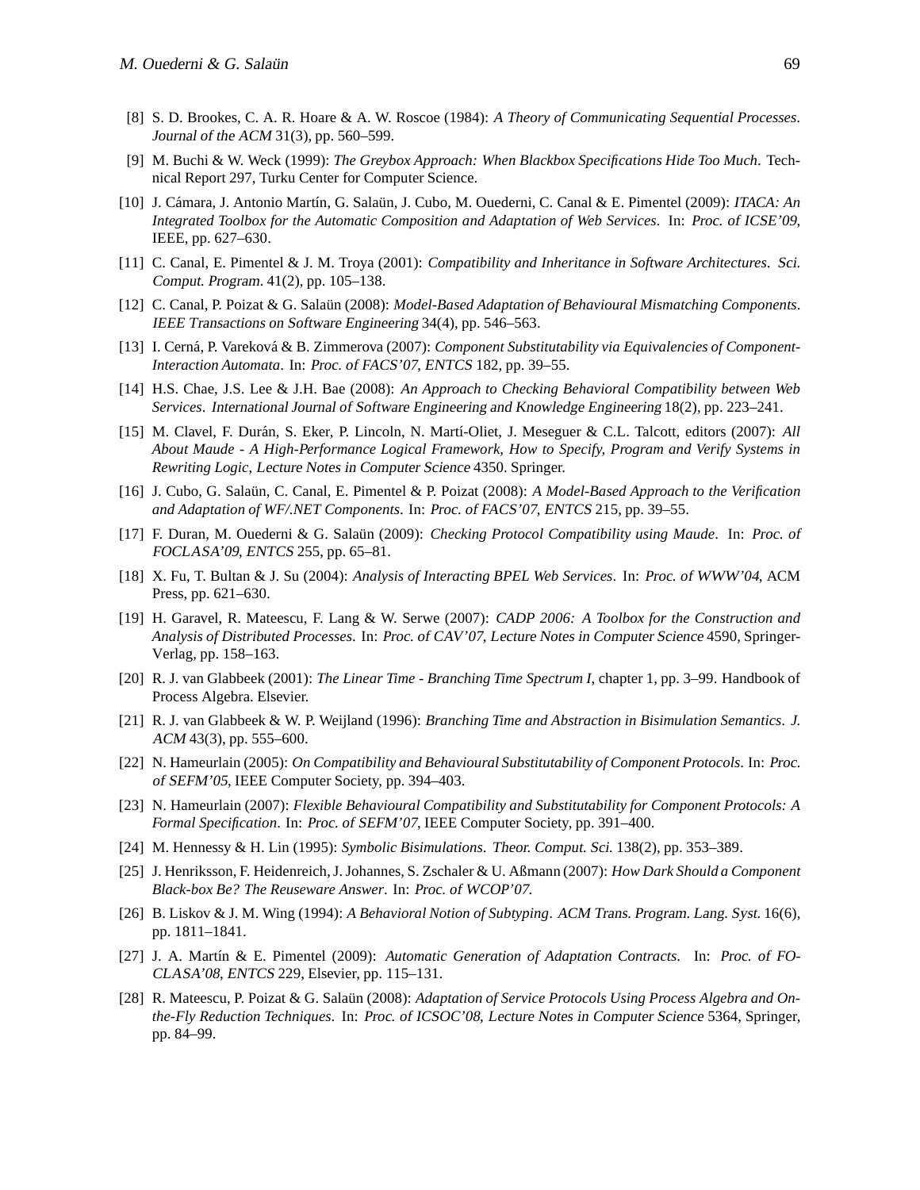[8] S. D. Brookes, C. A. R. Hoare & A. W. Roscoe (1984): *A Theory of Communicating Sequential Processes*. *Journal of the ACM* 31(3), pp. 560–599.

[9] M. Buchi & W. Weck (1999): *The Greybox Approach: When Blackbox Specifications Hide Too Much*. Technical Report 297, Turku Center for Computer Science.

[10] J. Cámara, J. Antonio Martín, G. Salaün, J. Cubo, M. Ouederni, C. Canal & E. Pimentel (2009): *ITACA: An Integrated Toolbox for the Automatic Composition and Adaptation of Web Services*. In: *Proc. of ICSE'09*, IEEE, pp. 627–630.

[11] C. Canal, E. Pimentel & J. M. Troya (2001): *Compatibility and Inheritance in Software Architectures*. *Sci. Comput. Program.* 41(2), pp. 105–138.

[12] C. Canal, P. Poizat & G. Salaün (2008): *Model-Based Adaptation of Behavioural Mismatching Components*. *IEEE Transactions on Software Engineering* 34(4), pp. 546–563.

[13] I. Cerná, P. Vareková & B. Zimmerova (2007): *Component Substitutability via Equivalencies of Component-Interaction Automata*. In: *Proc. of FACS'07*, *ENTCS* 182, pp. 39–55.

[14] H.S. Chae, J.S. Lee & J.H. Bae (2008): *An Approach to Checking Behavioral Compatibility between Web Services*. *International Journal of Software Engineering and Knowledge Engineering* 18(2), pp. 223–241.

[15] M. Clavel, F. Durán, S. Eker, P. Lincoln, N. Martí-Oliet, J. Meseguer & C.L. Talcott, editors (2007): *All About Maude - A High-Performance Logical Framework, How to Specify, Program and Verify Systems in Rewriting Logic*, *Lecture Notes in Computer Science* 4350. Springer.

[16] J. Cubo, G. Salaün, C. Canal, E. Pimentel & P. Poizat (2008): *A Model-Based Approach to the Verification and Adaptation of WF/.NET Components*. In: *Proc. of FACS'07*, *ENTCS* 215, pp. 39–55.

[17] F. Duran, M. Ouederni & G. Salaün (2009): *Checking Protocol Compatibility using Maude*. In: *Proc. of FOCLASA'09*, *ENTCS* 255, pp. 65–81.

[18] X. Fu, T. Bultan & J. Su (2004): *Analysis of Interacting BPEL Web Services*. In: *Proc. of WWW'04*, ACM Press, pp. 621–630.

[19] H. Garavel, R. Mateescu, F. Lang & W. Serwe (2007): *CADP 2006: A Toolbox for the Construction and Analysis of Distributed Processes*. In: *Proc. of CAV'07*, *Lecture Notes in Computer Science* 4590, Springer-Verlag, pp. 158–163.

[20] R. J. van Glabbeek (2001): *The Linear Time - Branching Time Spectrum I*, chapter 1, pp. 3–99. Handbook of Process Algebra. Elsevier.

[21] R. J. van Glabbeek & W. P. Weijland (1996): *Branching Time and Abstraction in Bisimulation Semantics*. *J. ACM* 43(3), pp. 555–600.

[22] N. Hameurlain (2005): *On Compatibility and Behavioural Substitutability of Component Protocols*. In: *Proc. of SEFM'05*, IEEE Computer Society, pp. 394–403.

[23] N. Hameurlain (2007): *Flexible Behavioural Compatibility and Substitutability for Component Protocols: A Formal Specification*. In: *Proc. of SEFM'07*, IEEE Computer Society, pp. 391–400.

[24] M. Hennessy & H. Lin (1995): *Symbolic Bisimulations*. *Theor. Comput. Sci.* 138(2), pp. 353–389.

[25] J. Henriksson, F. Heidenreich, J. Johannes, S. Zschaler & U. Aßmann (2007): *How Dark Should a Component Black-box Be? The Reuseware Answer*. In: *Proc. of WCOP'07*.

[26] B. Liskov & J. M. Wing (1994): *A Behavioral Notion of Subtyping*. *ACM Trans. Program. Lang. Syst.* 16(6), pp. 1811–1841.

[27] J. A. Martín & E. Pimentel (2009): *Automatic Generation of Adaptation Contracts*. In: *Proc. of FOCLASA'08*, *ENTCS* 229, Elsevier, pp. 115–131.

[28] R. Mateescu, P. Poizat & G. Salaün (2008): *Adaptation of Service Protocols Using Process Algebra and On-the-Fly Reduction Techniques*. In: *Proc. of ICSOC'08*, *Lecture Notes in Computer Science* 5364, Springer, pp. 84–99.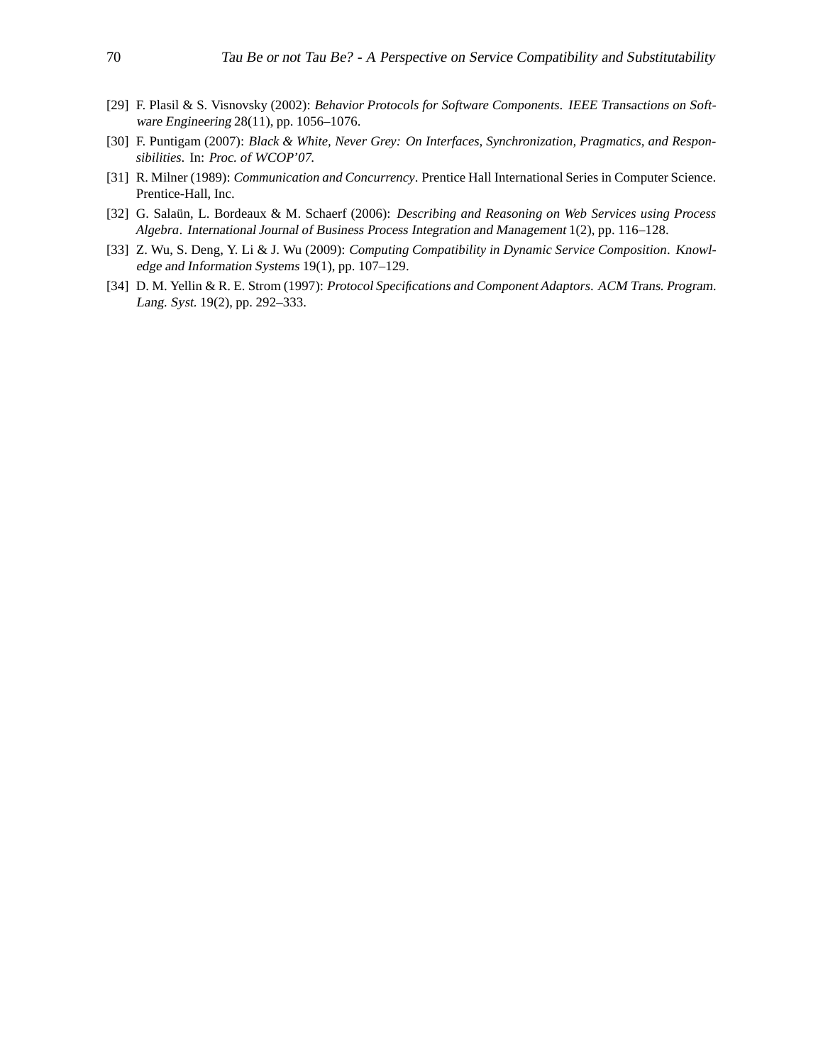[29] F. Plasil & S. Visnovsky (2002): *Behavior Protocols for Software Components*. *IEEE Transactions on Software Engineering* 28(11), pp. 1056–1076.

[30] F. Puntigam (2007): *Black & White, Never Grey: On Interfaces, Synchronization, Pragmatics, and Responsibilities*. In: *Proc. of WCOP'07*.

[31] R. Milner (1989): *Communication and Concurrency*. Prentice Hall International Series in Computer Science. Prentice-Hall, Inc.

[32] G. Salaün, L. Bordeaux & M. Schaerf (2006): *Describing and Reasoning on Web Services using Process Algebra*. *International Journal of Business Process Integration and Management* 1(2), pp. 116–128.

[33] Z. Wu, S. Deng, Y. Li & J. Wu (2009): *Computing Compatibility in Dynamic Service Composition*. *Knowledge and Information Systems* 19(1), pp. 107–129.

[34] D. M. Yellin & R. E. Strom (1997): *Protocol Specifications and Component Adaptors*. *ACM Trans. Program. Lang. Syst.* 19(2), pp. 292–333.